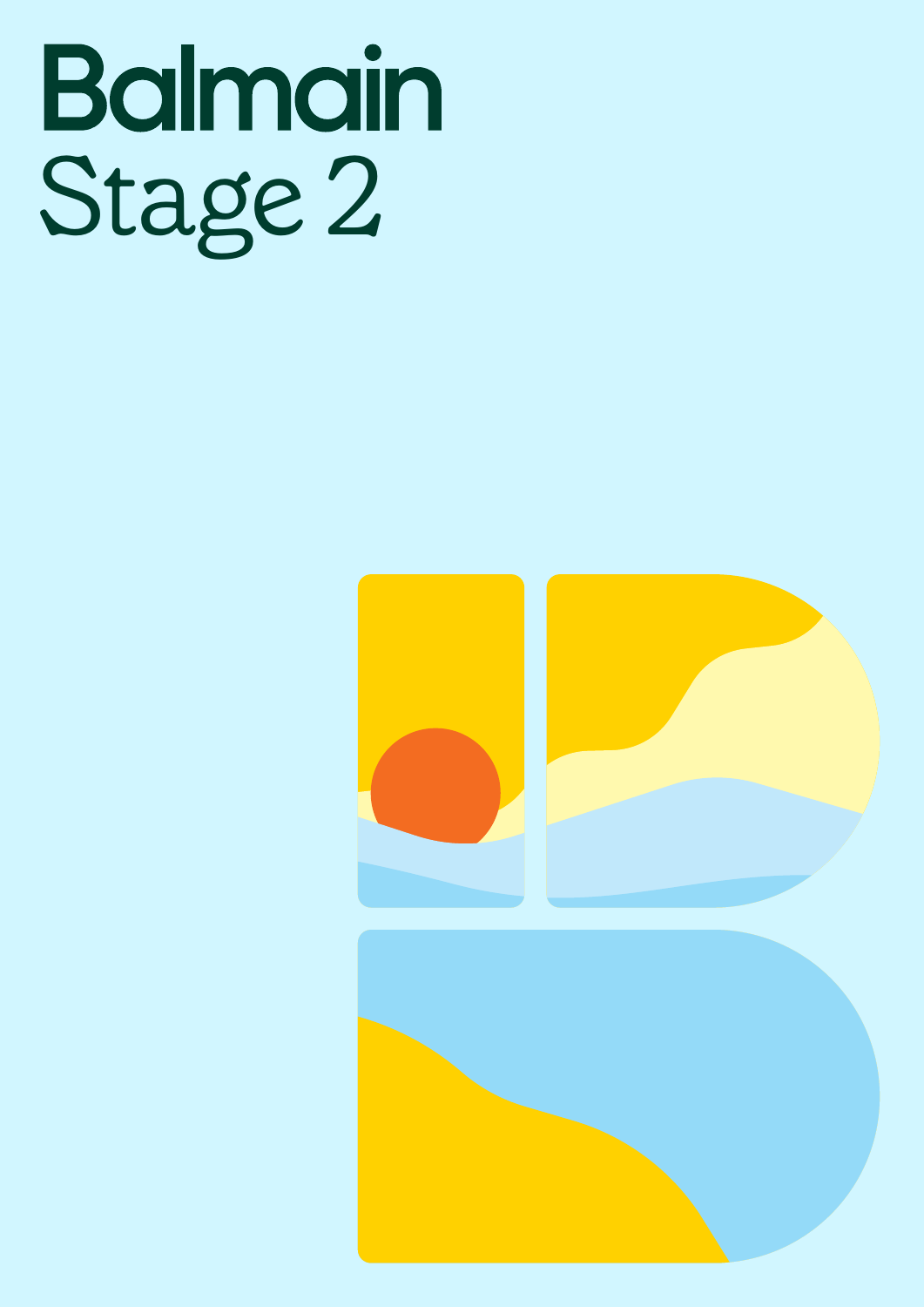# Balmain

## Stage 2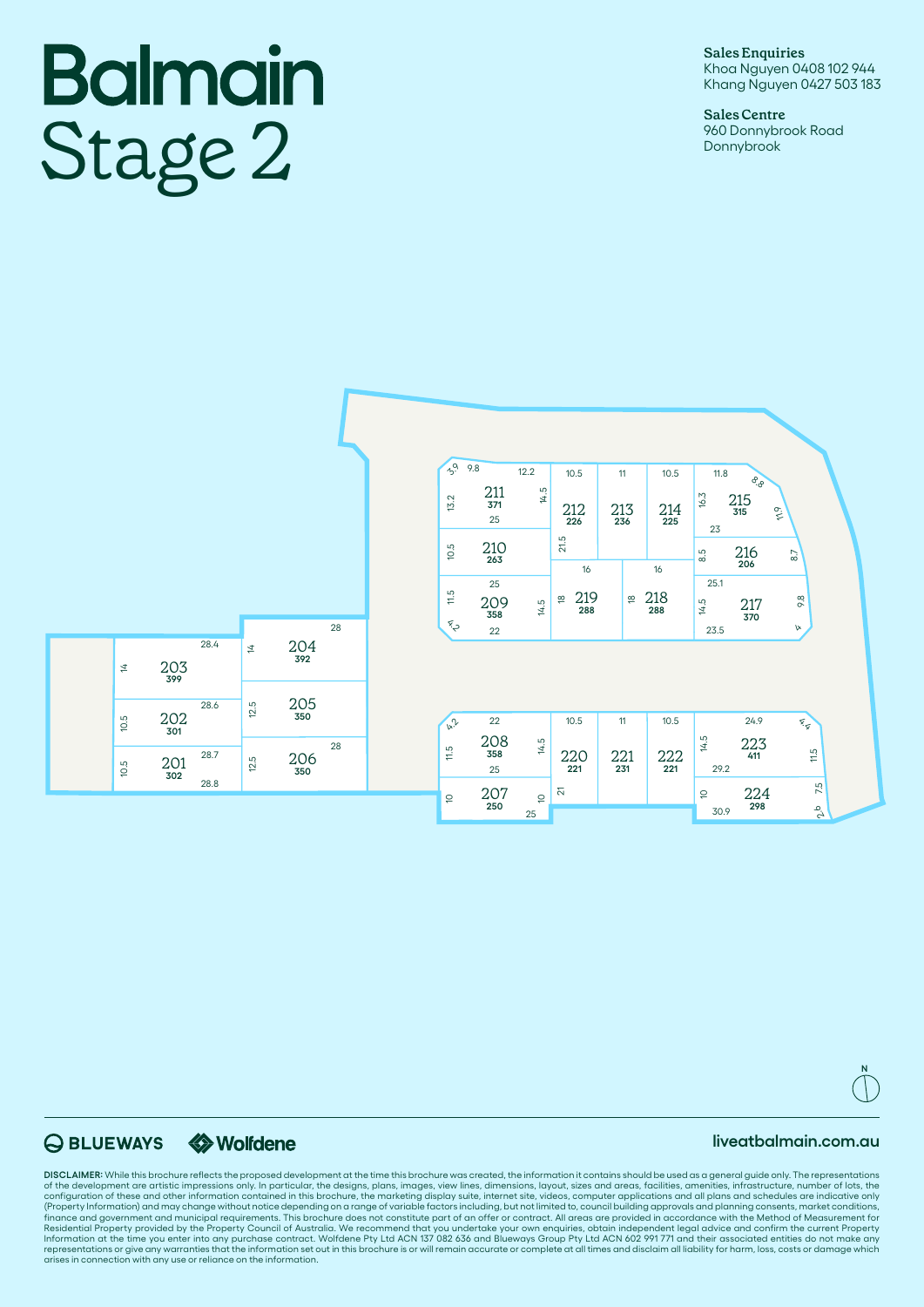# Balmain
# Stage 2

**Sales Enquiries**
Khoa Nguyen 0408 102 944
Khang Nguyen 0427 503 183

**Sales Centre**
960 Donnybrook Road
Donnybrook

203
399
204
392
205
350
202
301
201
302
206
350
211
371
210
263
209
358
212
226
213
236
214
225
215
315
216
206
219
288
218
288
217
370
208
358
207
250
220
221
221
231
222
221
223
411
224
298

N

BLUEWAYS Wolfdene

liveatbalmain.com.au

**DISCLAIMER:** While this brochure reflects the proposed development at the time this brochure was created, the information it contains should be used as a general guide only. The representations of the development are artistic impressions only. In particular, the designs, plans, images, view lines, dimensions, layout, sizes and areas, facilities, amenities, infrastructure, number of lots, the configuration of these and other information contained in this brochure, the marketing display suite, internet site, videos, computer applications and all plans and schedules are indicative only (Property Information) and may change without notice depending on a range of variable factors including, but not limited to, council building approvals and planning consents, market conditions, finance and government and municipal requirements. This brochure does not constitute part of an offer or contract. All areas are provided in accordance with the Method of Measurement for Residential Property provided by the Property Council of Australia. We recommend that you undertake your own enquiries, obtain independent legal advice and confirm the current Property Information at the time you enter into any purchase contract. Wolfdene Pty Ltd ACN 137 082 636 and Blueways Group Pty Ltd ACN 602 991 771 and their associated entities do not make any representations or give any warranties that the information set out in this brochure is or will remain accurate or complete at all times and disclaim all liability for harm, loss, costs or damage which arises in connection with any use or reliance on the information.